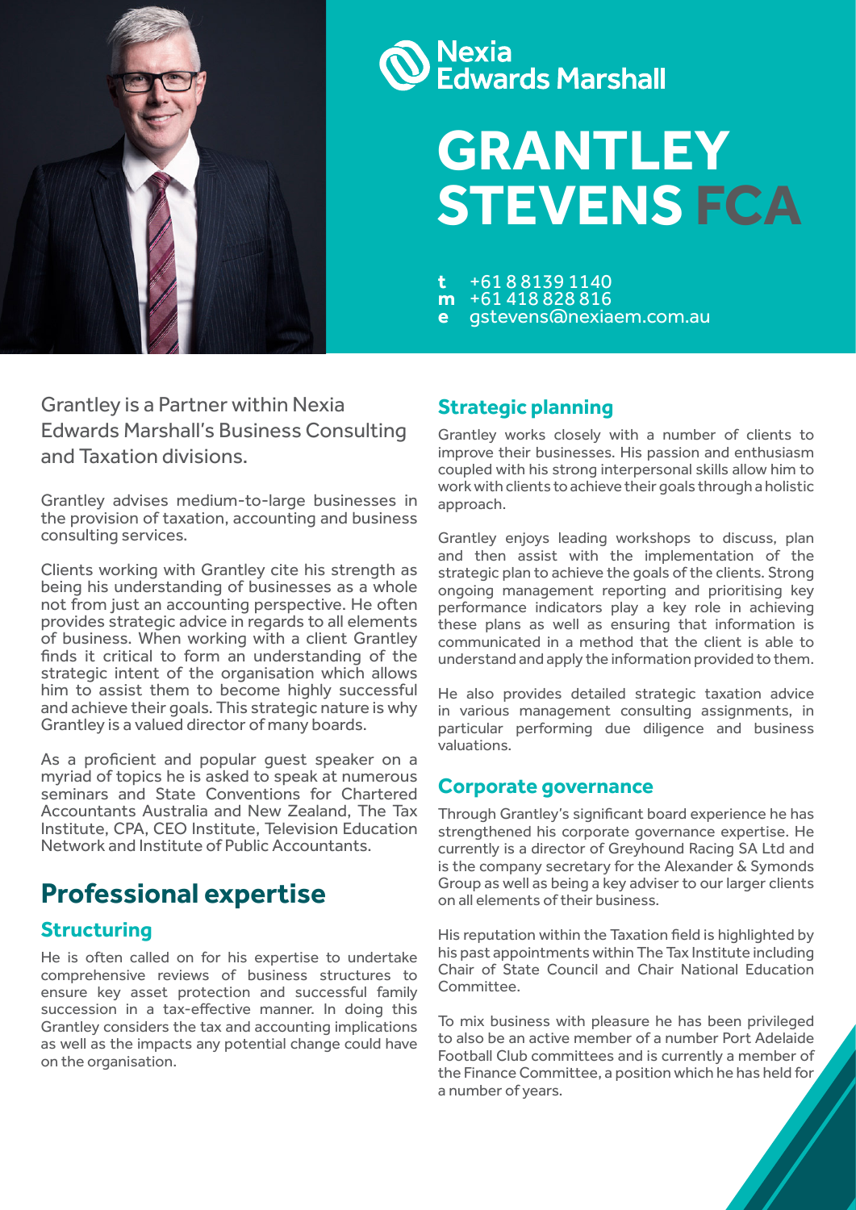Nexia Edwards Marshall

# GRANTLEY STEVENS FCA

**t** +61 8 8139 1140
**m** +61 418 828 816
**e** gstevens@nexiaem.com.au

Grantley is a Partner within Nexia Edwards Marshall's Business Consulting and Taxation divisions.

Grantley advises medium-to-large businesses in the provision of taxation, accounting and business consulting services.

Clients working with Grantley cite his strength as being his understanding of businesses as a whole not from just an accounting perspective. He often provides strategic advice in regards to all elements of business. When working with a client Grantley finds it critical to form an understanding of the strategic intent of the organisation which allows him to assist them to become highly successful and achieve their goals. This strategic nature is why Grantley is a valued director of many boards.

As a proficient and popular guest speaker on a myriad of topics he is asked to speak at numerous seminars and State Conventions for Chartered Accountants Australia and New Zealand, The Tax Institute, CPA, CEO Institute, Television Education Network and Institute of Public Accountants.

## Professional expertise

### Structuring

He is often called on for his expertise to undertake comprehensive reviews of business structures to ensure key asset protection and successful family succession in a tax-effective manner. In doing this Grantley considers the tax and accounting implications as well as the impacts any potential change could have on the organisation.

### Strategic planning

Grantley works closely with a number of clients to improve their businesses. His passion and enthusiasm coupled with his strong interpersonal skills allow him to work with clients to achieve their goals through a holistic approach.

Grantley enjoys leading workshops to discuss, plan and then assist with the implementation of the strategic plan to achieve the goals of the clients. Strong ongoing management reporting and prioritising key performance indicators play a key role in achieving these plans as well as ensuring that information is communicated in a method that the client is able to understand and apply the information provided to them.

He also provides detailed strategic taxation advice in various management consulting assignments, in particular performing due diligence and business valuations.

### Corporate governance

Through Grantley's significant board experience he has strengthened his corporate governance expertise. He currently is a director of Greyhound Racing SA Ltd and is the company secretary for the Alexander & Symonds Group as well as being a key adviser to our larger clients on all elements of their business.

His reputation within the Taxation field is highlighted by his past appointments within The Tax Institute including Chair of State Council and Chair National Education Committee.

To mix business with pleasure he has been privileged to also be an active member of a number Port Adelaide Football Club committees and is currently a member of the Finance Committee, a position which he has held for a number of years.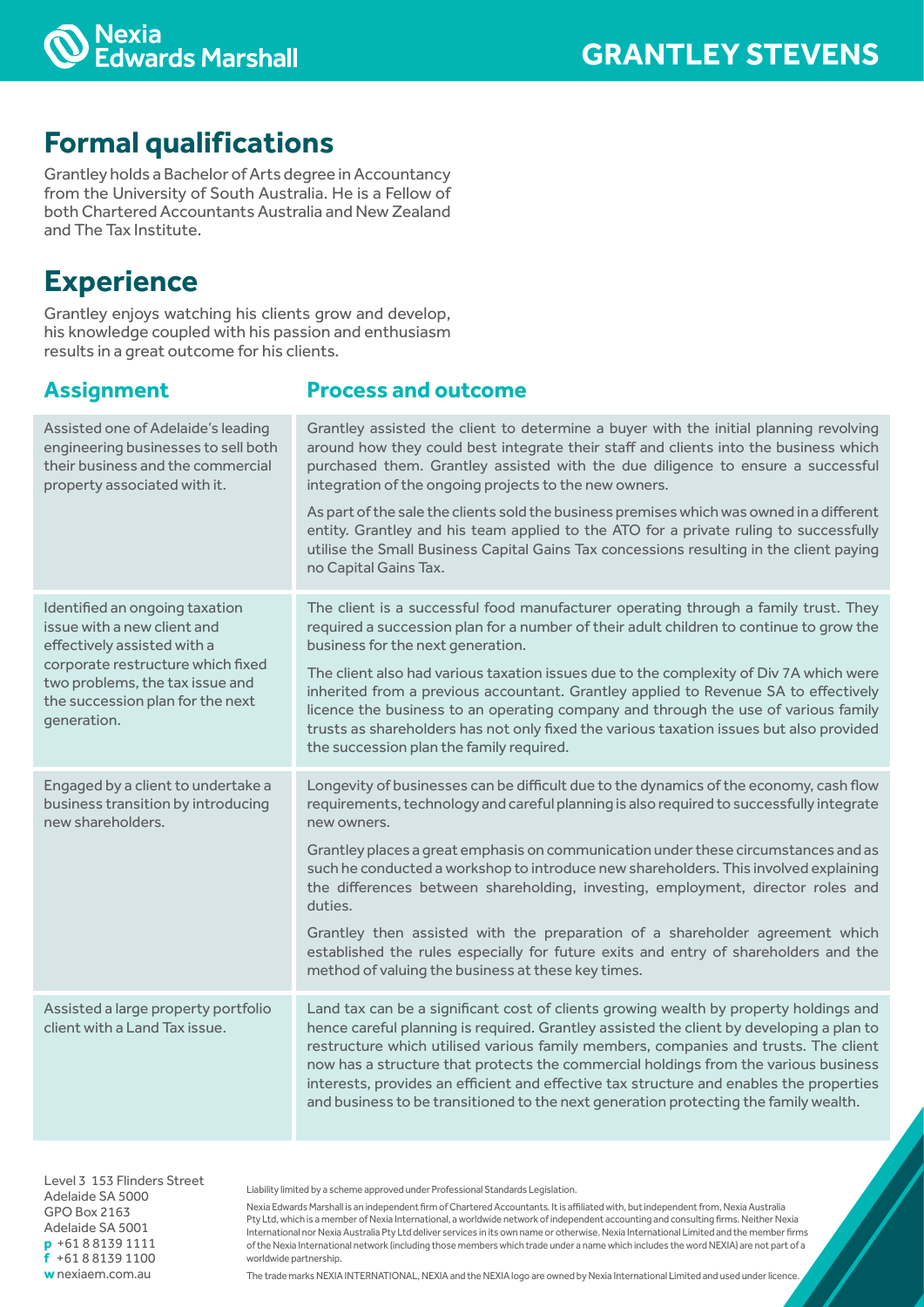Nexia Edwards Marshall

# GRANTLEY STEVENS

## Formal qualifications

Grantley holds a Bachelor of Arts degree in Accountancy from the University of South Australia. He is a Fellow of both Chartered Accountants Australia and New Zealand and The Tax Institute.

## Experience

Grantley enjoys watching his clients grow and develop, his knowledge coupled with his passion and enthusiasm results in a great outcome for his clients.

| Assignment | Process and outcome |
| --- | --- |
| Assisted one of Adelaide's leading engineering businesses to sell both their business and the commercial property associated with it. | Grantley assisted the client to determine a buyer with the initial planning revolving around how they could best integrate their staff and clients into the business which purchased them. Grantley assisted with the due diligence to ensure a successful integration of the ongoing projects to the new owners.<br><br>As part of the sale the clients sold the business premises which was owned in a different entity. Grantley and his team applied to the ATO for a private ruling to successfully utilise the Small Business Capital Gains Tax concessions resulting in the client paying no Capital Gains Tax. |
| Identified an ongoing taxation issue with a new client and effectively assisted with a corporate restructure which fixed two problems, the tax issue and the succession plan for the next generation. | The client is a successful food manufacturer operating through a family trust. They required a succession plan for a number of their adult children to continue to grow the business for the next generation.<br><br>The client also had various taxation issues due to the complexity of Div 7A which were inherited from a previous accountant. Grantley applied to Revenue SA to effectively licence the business to an operating company and through the use of various family trusts as shareholders has not only fixed the various taxation issues but also provided the succession plan the family required. |
| Engaged by a client to undertake a business transition by introducing new shareholders. | Longevity of businesses can be difficult due to the dynamics of the economy, cash flow requirements, technology and careful planning is also required to successfully integrate new owners.<br><br>Grantley places a great emphasis on communication under these circumstances and as such he conducted a workshop to introduce new shareholders. This involved explaining the differences between shareholding, investing, employment, director roles and duties.<br><br>Grantley then assisted with the preparation of a shareholder agreement which established the rules especially for future exits and entry of shareholders and the method of valuing the business at these key times. |
| Assisted a large property portfolio client with a Land Tax issue. | Land tax can be a significant cost of clients growing wealth by property holdings and hence careful planning is required. Grantley assisted the client by developing a plan to restructure which utilised various family members, companies and trusts. The client now has a structure that protects the commercial holdings from the various business interests, provides an efficient and effective tax structure and enables the properties and business to be transitioned to the next generation protecting the family wealth. |

Level 3 153 Flinders Street
Adelaide SA 5000
GPO Box 2163
Adelaide SA 5001
**p** +61 8 8139 1111
**f** +61 8 8139 1100
**w** nexiaem.com.au

Liability limited by a scheme approved under Professional Standards Legislation.

Nexia Edwards Marshall is an independent firm of Chartered Accountants. It is affiliated with, but independent from, Nexia Australia Pty Ltd, which is a member of Nexia International, a worldwide network of independent accounting and consulting firms. Neither Nexia International nor Nexia Australia Pty Ltd deliver services in its own name or otherwise. Nexia International Limited and the member firms of the Nexia International network (including those members which trade under a name which includes the word NEXIA) are not part of a worldwide partnership.

The trade marks NEXIA INTERNATIONAL, NEXIA and the NEXIA logo are owned by Nexia International Limited and used under licence.